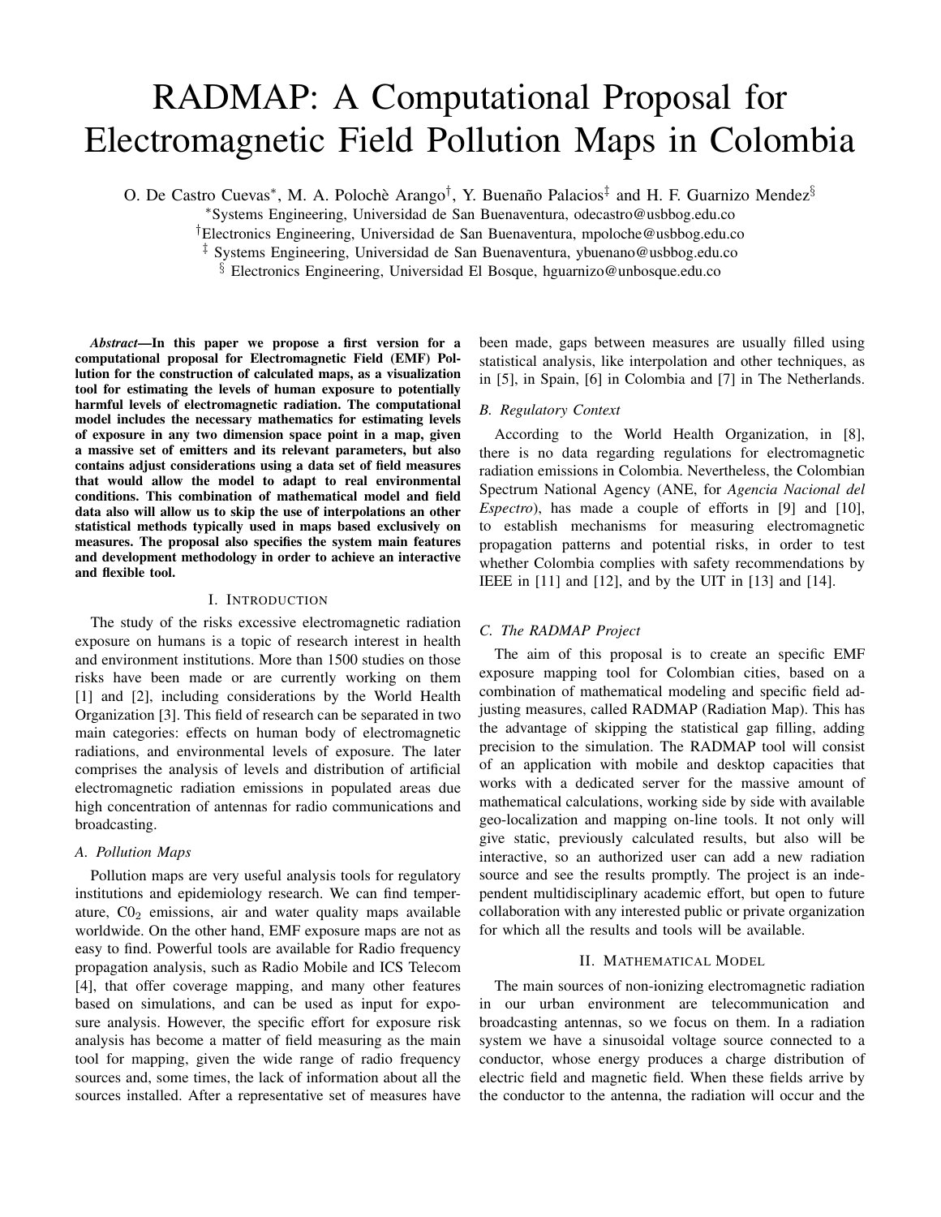# RADMAP: A Computational Proposal for Electromagnetic Field Pollution Maps in Colombia

O. De Castro Cuevas*, M. A. Polochè Arango†, Y. Buenaño Palacios‡ and H. F. Guarnizo Mendez§

*Systems Engineering, Universidad de San Buenaventura, odecastro@usbbog.edu.co

†Electronics Engineering, Universidad de San Buenaventura, mpoloche@usbbog.edu.co

‡ Systems Engineering, Universidad de San Buenaventura, ybuenano@usbbog.edu.co

§ Electronics Engineering, Universidad El Bosque, hguarnizo@unbosque.edu.co

***Abstract*—In this paper we propose a first version for a computational proposal for Electromagnetic Field (EMF) Pollution for the construction of calculated maps, as a visualization tool for estimating the levels of human exposure to potentially harmful levels of electromagnetic radiation. The computational model includes the necessary mathematics for estimating levels of exposure in any two dimension space point in a map, given a massive set of emitters and its relevant parameters, but also contains adjust considerations using a data set of field measures that would allow the model to adapt to real environmental conditions. This combination of mathematical model and field data also will allow us to skip the use of interpolations an other statistical methods typically used in maps based exclusively on measures. The proposal also specifies the system main features and development methodology in order to achieve an interactive and flexible tool.**

## I. Introduction

The study of the risks excessive electromagnetic radiation exposure on humans is a topic of research interest in health and environment institutions. More than 1500 studies on those risks have been made or are currently working on them [1] and [2], including considerations by the World Health Organization [3]. This field of research can be separated in two main categories: effects on human body of electromagnetic radiations, and environmental levels of exposure. The later comprises the analysis of levels and distribution of artificial electromagnetic radiation emissions in populated areas due high concentration of antennas for radio communications and broadcasting.

### A. Pollution Maps

Pollution maps are very useful analysis tools for regulatory institutions and epidemiology research. We can find temperature, $C0_2$ emissions, air and water quality maps available worldwide. On the other hand, EMF exposure maps are not as easy to find. Powerful tools are available for Radio frequency propagation analysis, such as Radio Mobile and ICS Telecom [4], that offer coverage mapping, and many other features based on simulations, and can be used as input for exposure analysis. However, the specific effort for exposure risk analysis has become a matter of field measuring as the main tool for mapping, given the wide range of radio frequency sources and, some times, the lack of information about all the sources installed. After a representative set of measures have been made, gaps between measures are usually filled using statistical analysis, like interpolation and other techniques, as in [5], in Spain, [6] in Colombia and [7] in The Netherlands.

### B. Regulatory Context

According to the World Health Organization, in [8], there is no data regarding regulations for electromagnetic radiation emissions in Colombia. Nevertheless, the Colombian Spectrum National Agency (ANE, for *Agencia Nacional del Espectro*), has made a couple of efforts in [9] and [10], to establish mechanisms for measuring electromagnetic propagation patterns and potential risks, in order to test whether Colombia complies with safety recommendations by IEEE in [11] and [12], and by the UIT in [13] and [14].

### C. The RADMAP Project

The aim of this proposal is to create an specific EMF exposure mapping tool for Colombian cities, based on a combination of mathematical modeling and specific field adjusting measures, called RADMAP (Radiation Map). This has the advantage of skipping the statistical gap filling, adding precision to the simulation. The RADMAP tool will consist of an application with mobile and desktop capacities that works with a dedicated server for the massive amount of mathematical calculations, working side by side with available geo-localization and mapping on-line tools. It not only will give static, previously calculated results, but also will be interactive, so an authorized user can add a new radiation source and see the results promptly. The project is an independent multidisciplinary academic effort, but open to future collaboration with any interested public or private organization for which all the results and tools will be available.

## II. Mathematical Model

The main sources of non-ionizing electromagnetic radiation in our urban environment are telecommunication and broadcasting antennas, so we focus on them. In a radiation system we have a sinusoidal voltage source connected to a conductor, whose energy produces a charge distribution of electric field and magnetic field. When these fields arrive by the conductor to the antenna, the radiation will occur and the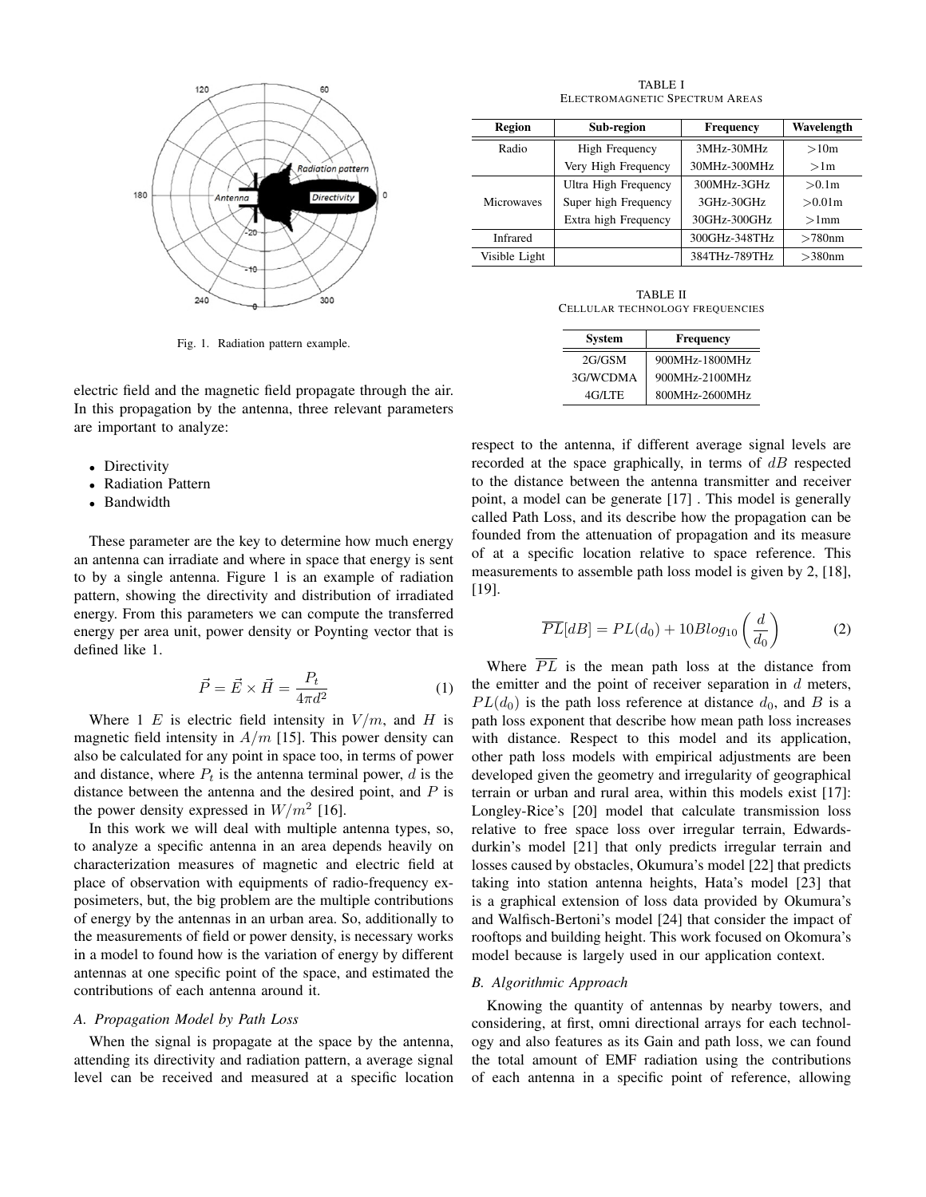Fig. 1. Radiation pattern example.

electric field and the magnetic field propagate through the air. In this propagation by the antenna, three relevant parameters are important to analyze:

- Directivity
- Radiation Pattern
- Bandwidth

These parameter are the key to determine how much energy an antenna can irradiate and where in space that energy is sent to by a single antenna. Figure 1 is an example of radiation pattern, showing the directivity and distribution of irradiated energy. From this parameters we can compute the transferred energy per area unit, power density or Poynting vector that is defined like 1.

$$\vec{P} = \vec{E} \times \vec{H} = \frac{P_t}{4\pi d^2} \tag{1}$$

Where 1 $E$ is electric field intensity in $V/m$, and $H$ is magnetic field intensity in $A/m$ [15]. This power density can also be calculated for any point in space too, in terms of power and distance, where $P_t$ is the antenna terminal power, $d$ is the distance between the antenna and the desired point, and $P$ is the power density expressed in $W/m^2$ [16].

In this work we will deal with multiple antenna types, so, to analyze a specific antenna in an area depends heavily on characterization measures of magnetic and electric field at place of observation with equipments of radio-frequency exposimeters, but, the big problem are the multiple contributions of energy by the antennas in an urban area. So, additionally to the measurements of field or power density, is necessary works in a model to found how is the variation of energy by different antennas at one specific point of the space, and estimated the contributions of each antenna around it.

### A. Propagation Model by Path Loss

When the signal is propagate at the space by the antenna, attending its directivity and radiation pattern, a average signal level can be received and measured at a specific location respect to the antenna, if different average signal levels are recorded at the space graphically, in terms of $dB$ respected to the distance between the antenna transmitter and receiver point, a model can be generate [17] . This model is generally called Path Loss, and its describe how the propagation can be founded from the attenuation of propagation and its measure of at a specific location relative to space reference. This measurements to assemble path loss model is given by 2, [18], [19].

$$\overline{PL}[dB] = PL(d_0) + 10Blog_{10}\left(\frac{d}{d_0}\right) \tag{2}$$

Where $\overline{PL}$ is the mean path loss at the distance from the emitter and the point of receiver separation in $d$ meters, $PL(d_0)$ is the path loss reference at distance $d_0$, and $B$ is a path loss exponent that describe how mean path loss increases with distance. Respect to this model and its application, other path loss models with empirical adjustments are been developed given the geometry and irregularity of geographical terrain or urban and rural area, within this models exist [17]: Longley-Rice's [20] model that calculate transmission loss relative to free space loss over irregular terrain, Edwards-durkin's model [21] that only predicts irregular terrain and losses caused by obstacles, Okumura's model [22] that predicts taking into station antenna heights, Hata's model [23] that is a graphical extension of loss data provided by Okumura's and Walfisch-Bertoni's model [24] that consider the impact of rooftops and building height. This work focused on Okomura's model because is largely used in our application context.

### B. Algorithmic Approach

Knowing the quantity of antennas by nearby towers, and considering, at first, omni directional arrays for each technology and also features as its Gain and path loss, we can found the total amount of EMF radiation using the contributions of each antenna in a specific point of reference, allowing

TABLE I
ELECTROMAGNETIC SPECTRUM AREAS

| Region | Sub-region | Frequency | Wavelength |
|---|---|---|---|
| Radio | High Frequency | 3MHz-30MHz | >10m |
| | Very High Frequency | 30MHz-300MHz | >1m |
| Microwaves | Ultra High Frequency | 300MHz-3GHz | >0.1m |
| | Super high Frequency | 3GHz-30GHz | >0.01m |
| | Extra high Frequency | 30GHz-300GHz | >1mm |
| Infrared | | 300GHz-348THz | >780nm |
| Visible Light | | 384THz-789THz | >380nm |

TABLE II
CELLULAR TECHNOLOGY FREQUENCIES

| System | Frequency |
|---|---|
| 2G/GSM | 900MHz-1800MHz |
| 3G/WCDMA | 900MHz-2100MHz |
| 4G/LTE | 800MHz-2600MHz |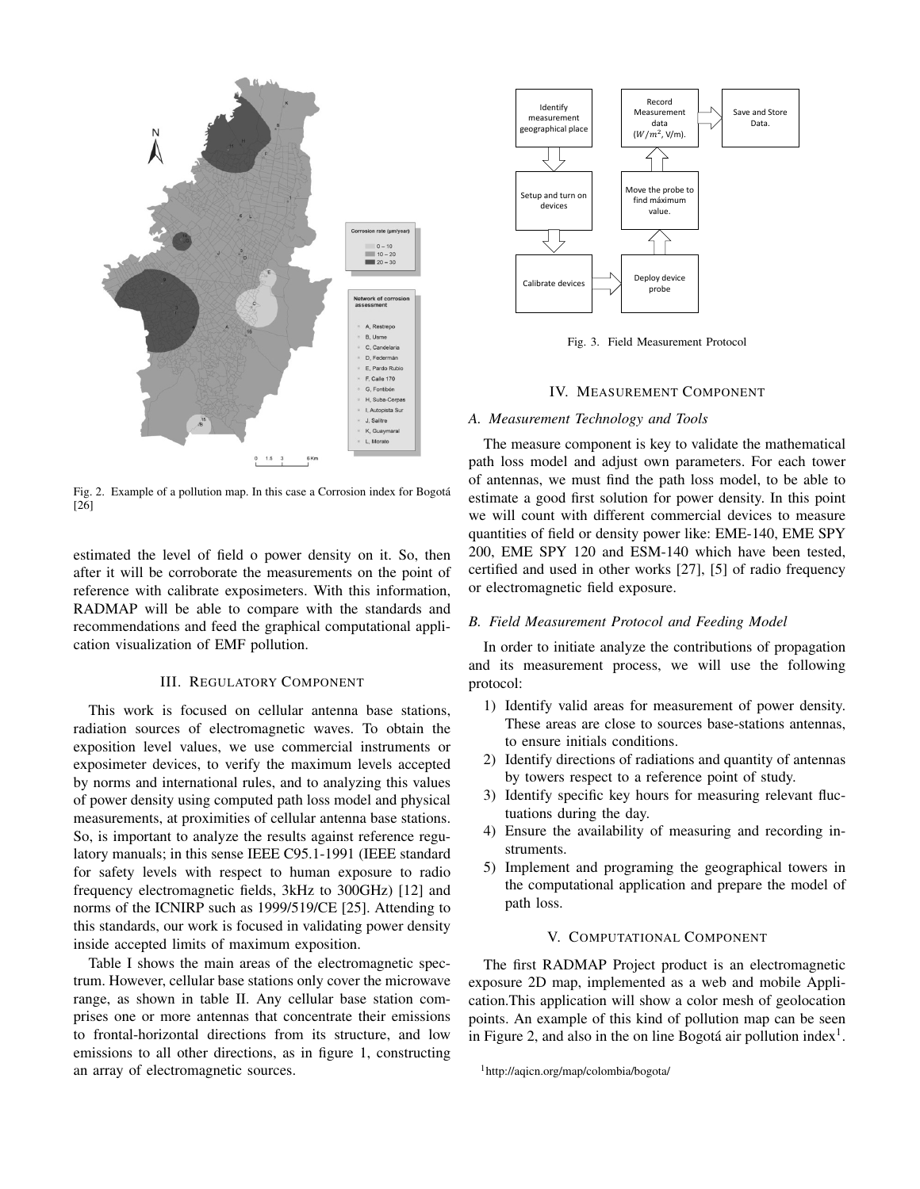Fig. 2. Example of a pollution map. In this case a Corrosion index for Bogotá [26]

estimated the level of field o power density on it. So, then after it will be corroborate the measurements on the point of reference with calibrate exposimeters. With this information, RADMAP will be able to compare with the standards and recommendations and feed the graphical computational application visualization of EMF pollution.

## III. Regulatory Component

This work is focused on cellular antenna base stations, radiation sources of electromagnetic waves. To obtain the exposition level values, we use commercial instruments or exposimeter devices, to verify the maximum levels accepted by norms and international rules, and to analyzing this values of power density using computed path loss model and physical measurements, at proximities of cellular antenna base stations. So, is important to analyze the results against reference regulatory manuals; in this sense IEEE C95.1-1991 (IEEE standard for safety levels with respect to human exposure to radio frequency electromagnetic fields, 3kHz to 300GHz) [12] and norms of the ICNIRP such as 1999/519/CE [25]. Attending to this standards, our work is focused in validating power density inside accepted limits of maximum exposition.

Table I shows the main areas of the electromagnetic spectrum. However, cellular base stations only cover the microwave range, as shown in table II. Any cellular base station comprises one or more antennas that concentrate their emissions to frontal-horizontal directions from its structure, and low emissions to all other directions, as in figure 1, constructing an array of electromagnetic sources.

Fig. 3. Field Measurement Protocol

## IV. Measurement Component

### *A. Measurement Technology and Tools*

The measure component is key to validate the mathematical path loss model and adjust own parameters. For each tower of antennas, we must find the path loss model, to be able to estimate a good first solution for power density. In this point we will count with different commercial devices to measure quantities of field or density power like: EME-140, EME SPY 200, EME SPY 120 and ESM-140 which have been tested, certified and used in other works [27], [5] of radio frequency or electromagnetic field exposure.

### *B. Field Measurement Protocol and Feeding Model*

In order to initiate analyze the contributions of propagation and its measurement process, we will use the following protocol:

1) Identify valid areas for measurement of power density. These areas are close to sources base-stations antennas, to ensure initials conditions.
2) Identify directions of radiations and quantity of antennas by towers respect to a reference point of study.
3) Identify specific key hours for measuring relevant fluctuations during the day.
4) Ensure the availability of measuring and recording instruments.
5) Implement and programing the geographical towers in the computational application and prepare the model of path loss.

## V. Computational Component

The first RADMAP Project product is an electromagnetic exposure 2D map, implemented as a web and mobile Application.This application will show a color mesh of geolocation points. An example of this kind of pollution map can be seen in Figure 2, and also in the on line Bogotá air pollution index[1].

[1] http://aqicn.org/map/colombia/bogota/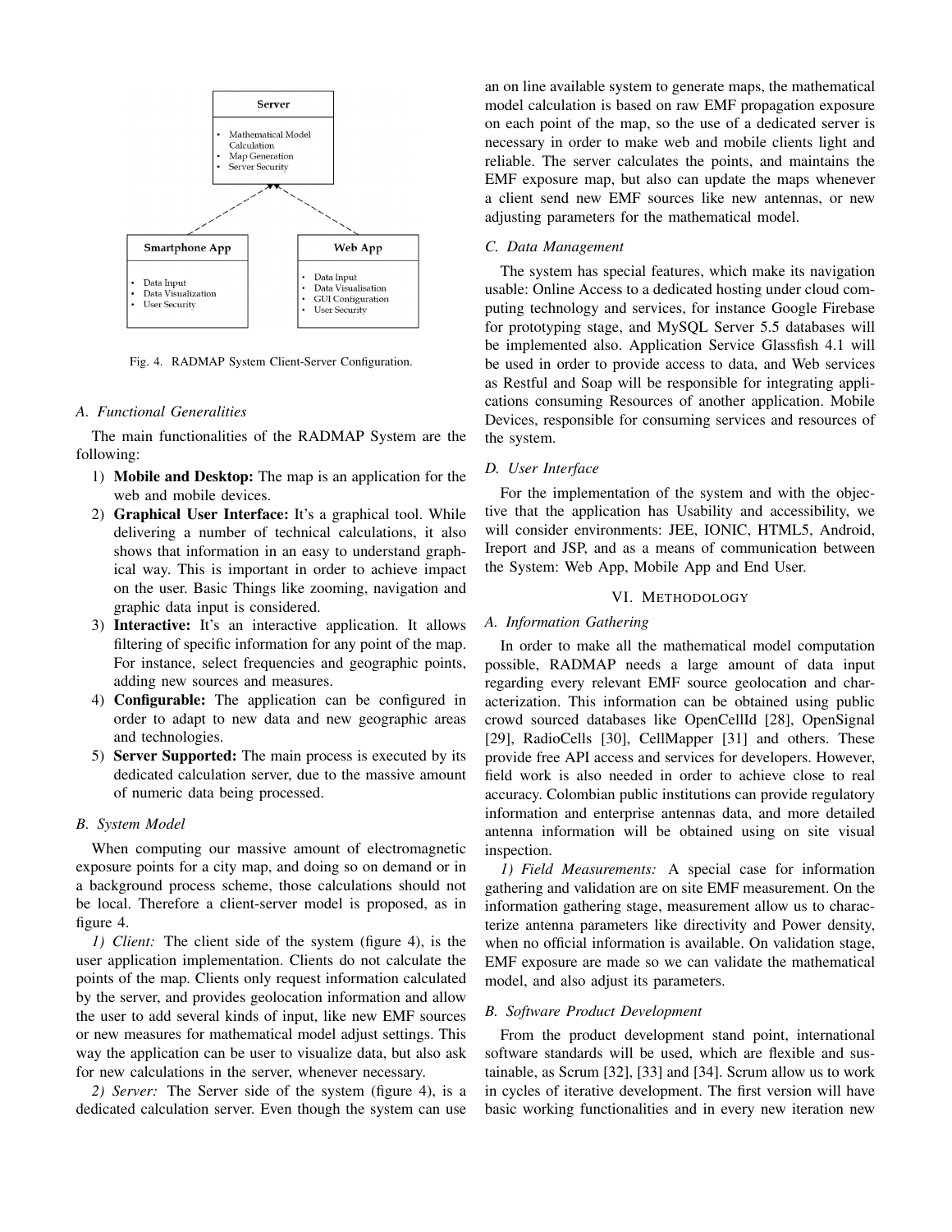Fig. 4. RADMAP System Client-Server Configuration.

### A. Functional Generalities

The main functionalities of the RADMAP System are the following:

1) **Mobile and Desktop:** The map is an application for the web and mobile devices.
2) **Graphical User Interface:** It's a graphical tool. While delivering a number of technical calculations, it also shows that information in an easy to understand graphical way. This is important in order to achieve impact on the user. Basic Things like zooming, navigation and graphic data input is considered.
3) **Interactive:** It's an interactive application. It allows filtering of specific information for any point of the map. For instance, select frequencies and geographic points, adding new sources and measures.
4) **Configurable:** The application can be configured in order to adapt to new data and new geographic areas and technologies.
5) **Server Supported:** The main process is executed by its dedicated calculation server, due to the massive amount of numeric data being processed.

### B. System Model

When computing our massive amount of electromagnetic exposure points for a city map, and doing so on demand or in a background process scheme, those calculations should not be local. Therefore a client-server model is proposed, as in figure 4.

*1) Client:* The client side of the system (figure 4), is the user application implementation. Clients do not calculate the points of the map. Clients only request information calculated by the server, and provides geolocation information and allow the user to add several kinds of input, like new EMF sources or new measures for mathematical model adjust settings. This way the application can be user to visualize data, but also ask for new calculations in the server, whenever necessary.

*2) Server:* The Server side of the system (figure 4), is a dedicated calculation server. Even though the system can use an on line available system to generate maps, the mathematical model calculation is based on raw EMF propagation exposure on each point of the map, so the use of a dedicated server is necessary in order to make web and mobile clients light and reliable. The server calculates the points, and maintains the EMF exposure map, but also can update the maps whenever a client send new EMF sources like new antennas, or new adjusting parameters for the mathematical model.

### C. Data Management

The system has special features, which make its navigation usable: Online Access to a dedicated hosting under cloud computing technology and services, for instance Google Firebase for prototyping stage, and MySQL Server 5.5 databases will be implemented also. Application Service Glassfish 4.1 will be used in order to provide access to data, and Web services as Restful and Soap will be responsible for integrating applications consuming Resources of another application. Mobile Devices, responsible for consuming services and resources of the system.

### D. User Interface

For the implementation of the system and with the objective that the application has Usability and accessibility, we will consider environments: JEE, IONIC, HTML5, Android, Ireport and JSP, and as a means of communication between the System: Web App, Mobile App and End User.

## VI. Methodology

### A. Information Gathering

In order to make all the mathematical model computation possible, RADMAP needs a large amount of data input regarding every relevant EMF source geolocation and characterization. This information can be obtained using public crowd sourced databases like OpenCellId [28], OpenSignal [29], RadioCells [30], CellMapper [31] and others. These provide free API access and services for developers. However, field work is also needed in order to achieve close to real accuracy. Colombian public institutions can provide regulatory information and enterprise antennas data, and more detailed antenna information will be obtained using on site visual inspection.

*1) Field Measurements:* A special case for information gathering and validation are on site EMF measurement. On the information gathering stage, measurement allow us to characterize antenna parameters like directivity and Power density, when no official information is available. On validation stage, EMF exposure are made so we can validate the mathematical model, and also adjust its parameters.

### B. Software Product Development

From the product development stand point, international software standards will be used, which are flexible and sustainable, as Scrum [32], [33] and [34]. Scrum allow us to work in cycles of iterative development. The first version will have basic working functionalities and in every new iteration new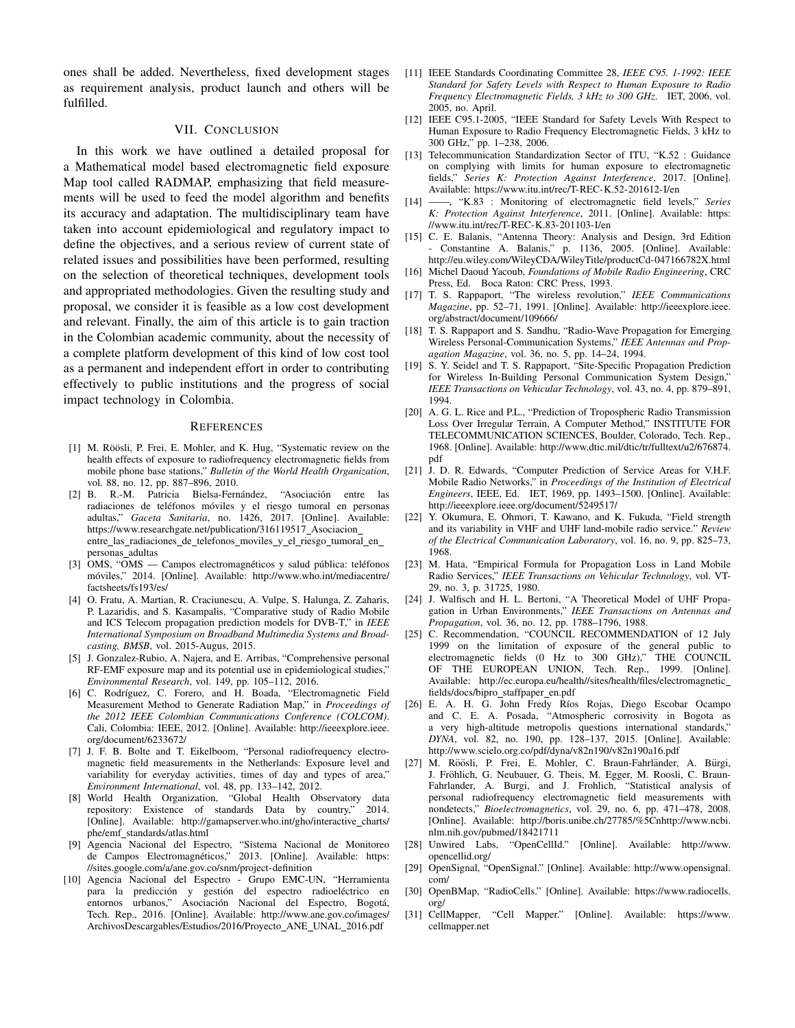ones shall be added. Nevertheless, fixed development stages as requirement analysis, product launch and others will be fulfilled.

## VII. Conclusion

In this work we have outlined a detailed proposal for a Mathematical model based electromagnetic field exposure Map tool called RADMAP, emphasizing that field measurements will be used to feed the model algorithm and benefits its accuracy and adaptation. The multidisciplinary team have taken into account epidemiological and regulatory impact to define the objectives, and a serious review of current state of related issues and possibilities have been performed, resulting on the selection of theoretical techniques, development tools and appropriated methodologies. Given the resulting study and proposal, we consider it is feasible as a low cost development and relevant. Finally, the aim of this article is to gain traction in the Colombian academic community, about the necessity of a complete platform development of this kind of low cost tool as a permanent and independent effort in order to contributing effectively to public institutions and the progress of social impact technology in Colombia.

## References

[1] M. Röösli, P. Frei, E. Mohler, and K. Hug, "Systematic review on the health effects of exposure to radiofrequency electromagnetic fields from mobile phone base stations," *Bulletin of the World Health Organization*, vol. 88, no. 12, pp. 887–896, 2010.

[2] B. R.-M. Patricia Bielsa-Fernández, "Asociación entre las radiaciones de teléfonos móviles y el riesgo tumoral en personas adultas," *Gaceta Sanitaria*, no. 1426, 2017. [Online]. Available: https://www.researchgate.net/publication/316119517_Asociacion_entre_las_radiaciones_de_telefonos_moviles_y_el_riesgo_tumoral_en_personas_adultas

[3] OMS, "OMS — Campos electromagnéticos y salud pública: teléfonos móviles," 2014. [Online]. Available: http://www.who.int/mediacentre/factsheets/fs193/es/

[4] O. Fratu, A. Martian, R. Craciunescu, A. Vulpe, S. Halunga, Z. Zaharis, P. Lazaridis, and S. Kasampalis, "Comparative study of Radio Mobile and ICS Telecom propagation prediction models for DVB-T," in *IEEE International Symposium on Broadband Multimedia Systems and Broadcasting, BMSB*, vol. 2015-Augus, 2015.

[5] J. Gonzalez-Rubio, A. Najera, and E. Arribas, "Comprehensive personal RF-EMF exposure map and its potential use in epidemiological studies," *Environmental Research*, vol. 149, pp. 105–112, 2016.

[6] C. Rodríguez, C. Forero, and H. Boada, "Electromagnetic Field Measurement Method to Generate Radiation Map," in *Proceedings of the 2012 IEEE Colombian Communications Conference (COLCOM)*. Cali, Colombia: IEEE, 2012. [Online]. Available: http://ieeexplore.ieee.org/document/6233672/

[7] J. F. B. Bolte and T. Eikelboom, "Personal radiofrequency electromagnetic field measurements in the Netherlands: Exposure level and variability for everyday activities, times of day and types of area," *Environment International*, vol. 48, pp. 133–142, 2012.

[8] World Health Organization, "Global Health Observatory data repository: Existence of standards Data by country," 2014. [Online]. Available: http://gamapserver.who.int/gho/interactive_charts/phe/emf_standards/atlas.html

[9] Agencia Nacional del Espectro, "Sistema Nacional de Monitoreo de Campos Electromagnéticos," 2013. [Online]. Available: https://sites.google.com/a/ane.gov.co/snm/project-definition

[10] Agencia Nacional del Espectro - Grupo EMC-UN, "Herramienta para la predicción y gestión del espectro radioeléctrico en entornos urbanos," Asociación Nacional del Espectro, Bogotá, Tech. Rep., 2016. [Online]. Available: http://www.ane.gov.co/images/ArchivosDescargables/Estudios/2016/Proyecto_ANE_UNAL_2016.pdf

[11] IEEE Standards Coordinating Committee 28, *IEEE C95. 1-1992: IEEE Standard for Safety Levels with Respect to Human Exposure to Radio Frequency Electromagnetic Fields, 3 kHz to 300 GHz*. IET, 2006, vol. 2005, no. April.

[12] IEEE C95.1-2005, "IEEE Standard for Safety Levels With Respect to Human Exposure to Radio Frequency Electromagnetic Fields, 3 kHz to 300 GHz," pp. 1–238, 2006.

[13] Telecommunication Standardization Sector of ITU, "K.52 : Guidance on complying with limits for human exposure to electromagnetic fields," *Series K: Protection Against Interference*, 2017. [Online]. Available: https://www.itu.int/rec/T-REC-K.52-201612-I/en

[14] ——, "K.83 : Monitoring of electromagnetic field levels," *Series K: Protection Against Interference*, 2011. [Online]. Available: https://www.itu.int/rec/T-REC-K.83-201103-I/en

[15] C. E. Balanis, "Antenna Theory: Analysis and Design, 3rd Edition - Constantine A. Balanis," p. 1136, 2005. [Online]. Available: http://eu.wiley.com/WileyCDA/WileyTitle/productCd-047166782X.html

[16] Michel Daoud Yacoub, *Foundations of Mobile Radio Engineering*, CRC Press, Ed. Boca Raton: CRC Press, 1993.

[17] T. S. Rappaport, "The wireless revolution," *IEEE Communications Magazine*, pp. 52–71, 1991. [Online]. Available: http://ieeexplore.ieee.org/abstract/document/109666/

[18] T. S. Rappaport and S. Sandhu, "Radio-Wave Propagation for Emerging Wireless Personal-Communication Systems," *IEEE Antennas and Propagation Magazine*, vol. 36, no. 5, pp. 14–24, 1994.

[19] S. Y. Seidel and T. S. Rappaport, "Site-Specific Propagation Prediction for Wireless In-Building Personal Communication System Design," *IEEE Transactions on Vehicular Technology*, vol. 43, no. 4, pp. 879–891, 1994.

[20] A. G. L. Rice and P.L., "Prediction of Tropospheric Radio Transmission Loss Over Irregular Terrain, A Computer Method," INSTITUTE FOR TELECOMMUNICATION SCIENCES, Boulder, Colorado, Tech. Rep., 1968. [Online]. Available: http://www.dtic.mil/dtic/tr/fulltext/u2/676874.pdf

[21] J. D. R. Edwards, "Computer Prediction of Service Areas for V.H.F. Mobile Radio Networks," in *Proceedings of the Institution of Electrical Engineers*, IEEE, Ed. IET, 1969, pp. 1493–1500. [Online]. Available: http://ieeexplore.ieee.org/document/5249517/

[22] Y. Okumura, E. Ohmori, T. Kawano, and K. Fukuda, "Field strength and its variability in VHF and UHF land-mobile radio service." *Review of the Electrical Communication Laboratory*, vol. 16, no. 9, pp. 825–73, 1968.

[23] M. Hata, "Empirical Formula for Propagation Loss in Land Mobile Radio Services," *IEEE Transactions on Vehicular Technology*, vol. VT-29, no. 3, p. 31725, 1980.

[24] J. Walfisch and H. L. Bertoni, "A Theoretical Model of UHF Propagation in Urban Environments," *IEEE Transactions on Antennas and Propagation*, vol. 36, no. 12, pp. 1788–1796, 1988.

[25] C. Recommendation, "COUNCIL RECOMMENDATION of 12 July 1999 on the limitation of exposure of the general public to electromagnetic fields (0 Hz to 300 GHz)," THE COUNCIL OF THE EUROPEAN UNION, Tech. Rep., 1999. [Online]. Available: http://ec.europa.eu/health//sites/health/files/electromagnetic_fields/docs/bipro_staffpaper_en.pdf

[26] E. A. H. G. John Fredy Ríos Rojas, Diego Escobar Ocampo and C. E. A. Posada, "Atmospheric corrosivity in Bogota as a very high-altitude metropolis questions international standards," *DYNA*, vol. 82, no. 190, pp. 128–137, 2015. [Online]. Available: http://www.scielo.org.co/pdf/dyna/v82n190/v82n190a16.pdf

[27] M. Röösli, P. Frei, E. Mohler, C. Braun-Fahrländer, A. Bürgi, J. Fröhlich, G. Neubauer, G. Theis, M. Egger, M. Roosli, C. Braun-Fahrlander, A. Burgi, and J. Frohlich, "Statistical analysis of personal radiofrequency electromagnetic field measurements with nondetects," *Bioelectromagnetics*, vol. 29, no. 6, pp. 471–478, 2008. [Online]. Available: http://boris.unibe.ch/27785/%5Cnhttp://www.ncbi.nlm.nih.gov/pubmed/18421711

[28] Unwired Labs, "OpenCellId." [Online]. Available: http://www.opencellid.org/

[29] OpenSignal, "OpenSignal." [Online]. Available: http://www.opensignal.com/

[30] OpenBMap, "RadioCells." [Online]. Available: https://www.radiocells.org/

[31] CellMapper, "Cell Mapper." [Online]. Available: https://www.cellmapper.net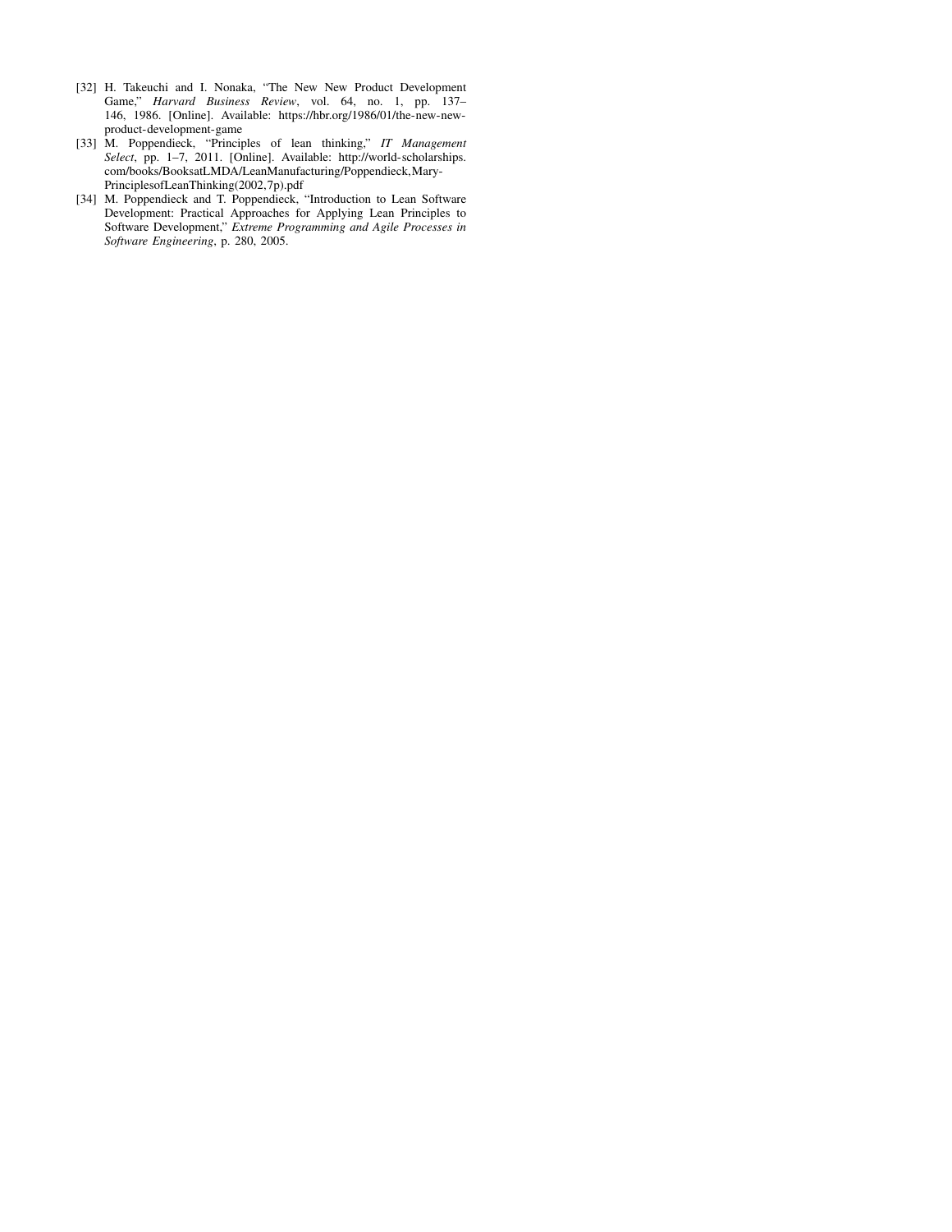[32] H. Takeuchi and I. Nonaka, "The New New Product Development Game," *Harvard Business Review*, vol. 64, no. 1, pp. 137–146, 1986. [Online]. Available: https://hbr.org/1986/01/the-new-new-product-development-game

[33] M. Poppendieck, "Principles of lean thinking," *IT Management Select*, pp. 1–7, 2011. [Online]. Available: http://world-scholarships.com/books/BooksatLMDA/LeanManufacturing/Poppendieck,Mary-PrinciplesofLeanThinking(2002,7p).pdf

[34] M. Poppendieck and T. Poppendieck, "Introduction to Lean Software Development: Practical Approaches for Applying Lean Principles to Software Development," *Extreme Programming and Agile Processes in Software Engineering*, p. 280, 2005.